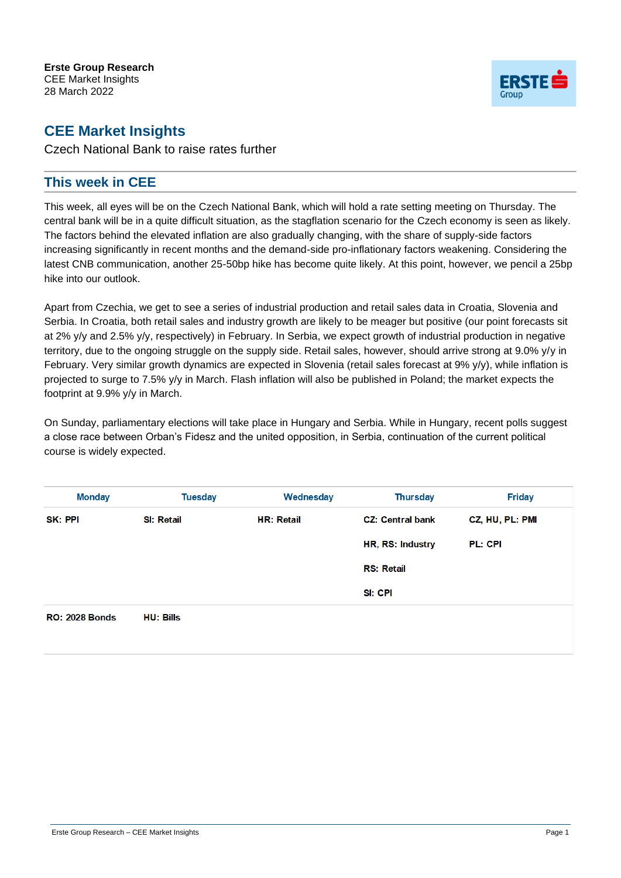**Erste Group Research**
CEE Market Insights
28 March 2022

# CEE Market Insights

Czech National Bank to raise rates further

## This week in CEE

This week, all eyes will be on the Czech National Bank, which will hold a rate setting meeting on Thursday. The central bank will be in a quite difficult situation, as the stagflation scenario for the Czech economy is seen as likely. The factors behind the elevated inflation are also gradually changing, with the share of supply-side factors increasing significantly in recent months and the demand-side pro-inflationary factors weakening. Considering the latest CNB communication, another 25-50bp hike has become quite likely. At this point, however, we pencil a 25bp hike into our outlook.

Apart from Czechia, we get to see a series of industrial production and retail sales data in Croatia, Slovenia and Serbia. In Croatia, both retail sales and industry growth are likely to be meager but positive (our point forecasts sit at 2% y/y and 2.5% y/y, respectively) in February. In Serbia, we expect growth of industrial production in negative territory, due to the ongoing struggle on the supply side. Retail sales, however, should arrive strong at 9.0% y/y in February. Very similar growth dynamics are expected in Slovenia (retail sales forecast at 9% y/y), while inflation is projected to surge to 7.5% y/y in March. Flash inflation will also be published in Poland; the market expects the footprint at 9.9% y/y in March.

On Sunday, parliamentary elections will take place in Hungary and Serbia. While in Hungary, recent polls suggest a close race between Orban's Fidesz and the united opposition, in Serbia, continuation of the current political course is widely expected.

| Monday | Tuesday | Wednesday | Thursday | Friday |
|---|---|---|---|---|
| **SK: PPI** | **SI: Retail** | **HR: Retail** | **CZ: Central bank** | **CZ, HU, PL: PMI** |
| | | | **HR, RS: Industry** | **PL: CPI** |
| | | | **RS: Retail** | |
| | | | **SI: CPI** | |
| **RO: 2028 Bonds** | **HU: Bills** | | | |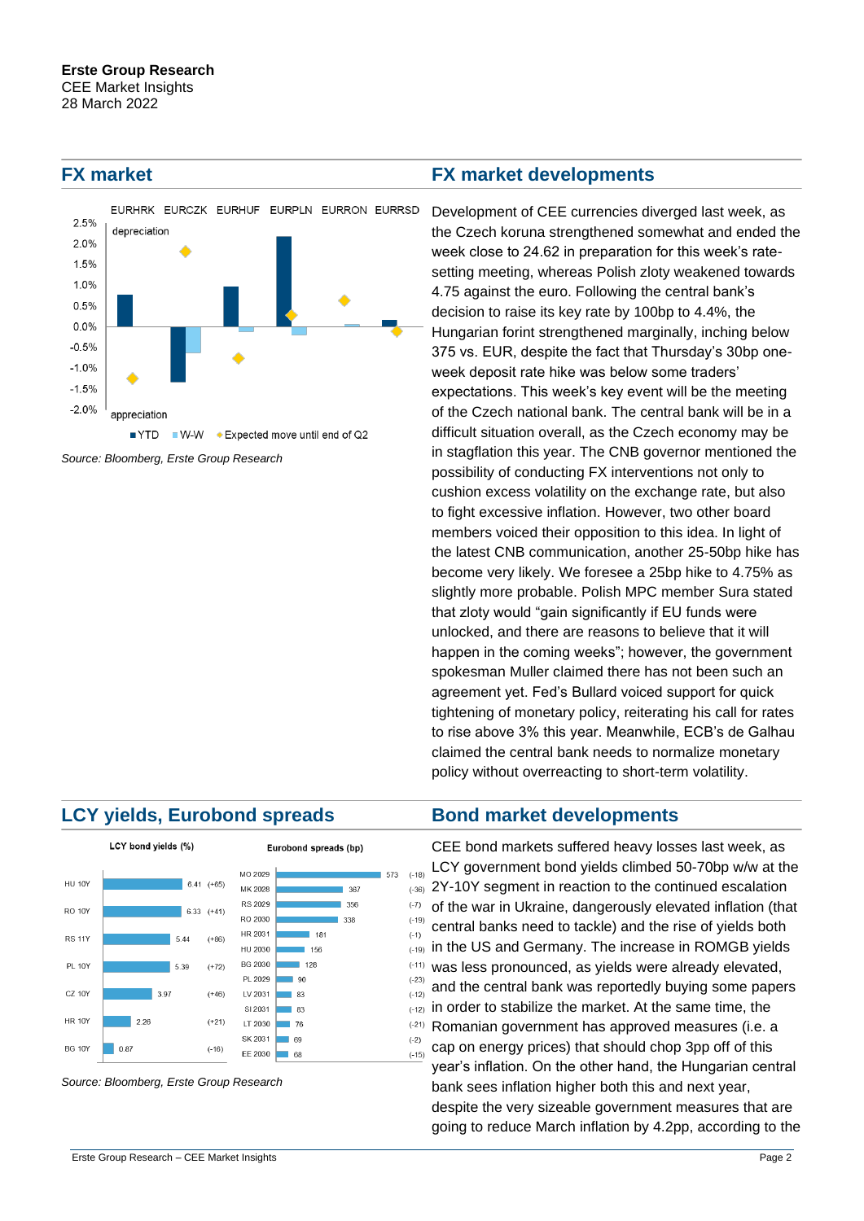## FX market

Source: Bloomberg, Erste Group Research

## FX market developments

Development of CEE currencies diverged last week, as the Czech koruna strengthened somewhat and ended the week close to 24.62 in preparation for this week's rate-setting meeting, whereas Polish zloty weakened towards 4.75 against the euro. Following the central bank's decision to raise its key rate by 100bp to 4.4%, the Hungarian forint strengthened marginally, inching below 375 vs. EUR, despite the fact that Thursday's 30bp one-week deposit rate hike was below some traders' expectations. This week's key event will be the meeting of the Czech national bank. The central bank will be in a difficult situation overall, as the Czech economy may be in stagflation this year. The CNB governor mentioned the possibility of conducting FX interventions not only to cushion excess volatility on the exchange rate, but also to fight excessive inflation. However, two other board members voiced their opposition to this idea. In light of the latest CNB communication, another 25-50bp hike has become very likely. We foresee a 25bp hike to 4.75% as slightly more probable. Polish MPC member Sura stated that zloty would "gain significantly if EU funds were unlocked, and there are reasons to believe that it will happen in the coming weeks"; however, the government spokesman Muller claimed there has not been such an agreement yet. Fed's Bullard voiced support for quick tightening of monetary policy, reiterating his call for rates to rise above 3% this year. Meanwhile, ECB's de Galhau claimed the central bank needs to normalize monetary policy without overreacting to short-term volatility.

## LCY yields, Eurobond spreads

Source: Bloomberg, Erste Group Research

## Bond market developments

CEE bond markets suffered heavy losses last week, as LCY government bond yields climbed 50-70bp w/w at the 2Y-10Y segment in reaction to the continued escalation of the war in Ukraine, dangerously elevated inflation (that central banks need to tackle) and the rise of yields both in the US and Germany. The increase in ROMGB yields was less pronounced, as yields were already elevated, and the central bank was reportedly buying some papers in order to stabilize the market. At the same time, the Romanian government has approved measures (i.e. a cap on energy prices) that should chop 3pp off of this year's inflation. On the other hand, the Hungarian central bank sees inflation higher both this and next year, despite the very sizeable government measures that are going to reduce March inflation by 4.2pp, according to the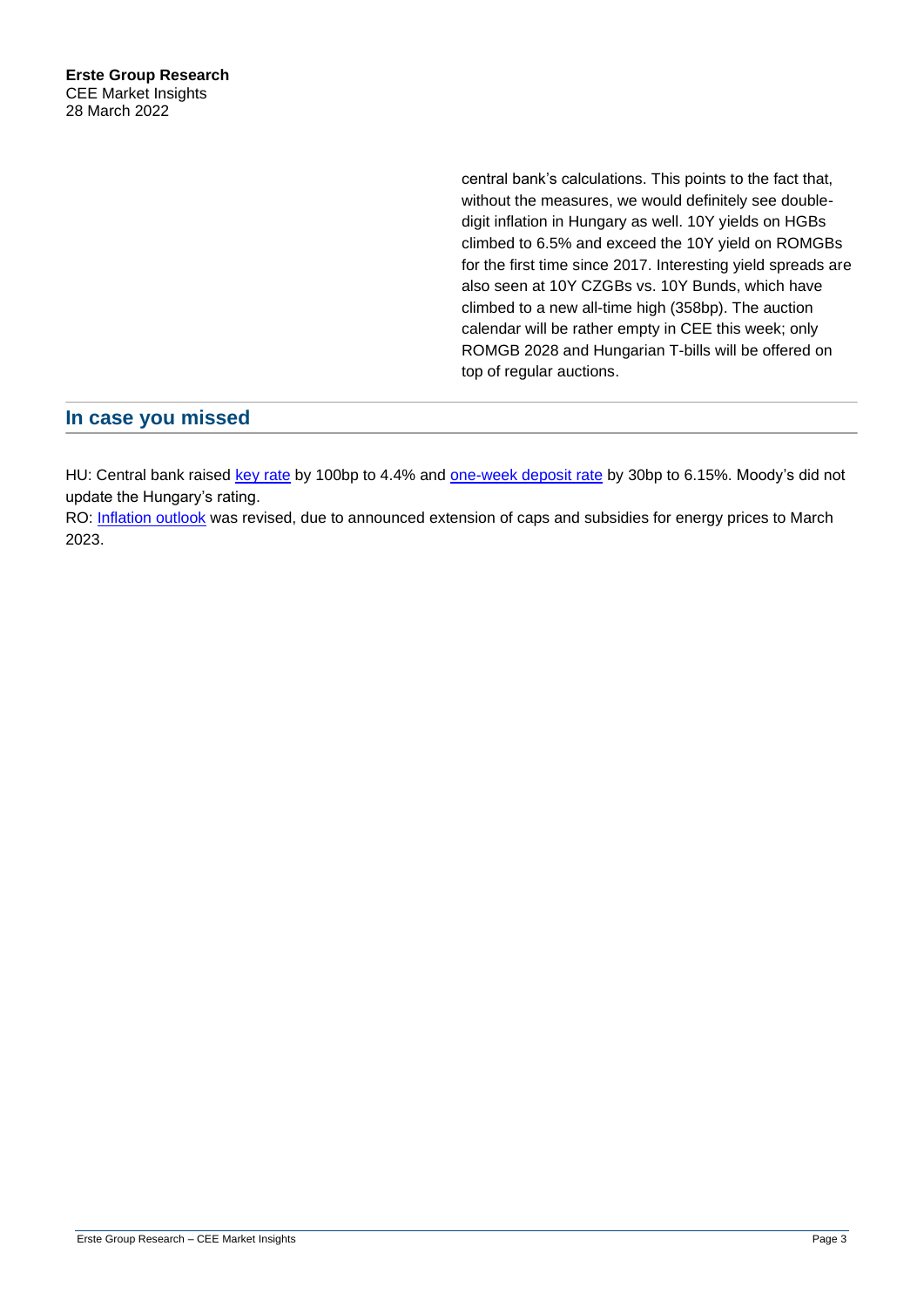central bank's calculations. This points to the fact that, without the measures, we would definitely see double-digit inflation in Hungary as well. 10Y yields on HGBs climbed to 6.5% and exceed the 10Y yield on ROMGBs for the first time since 2017. Interesting yield spreads are also seen at 10Y CZGBs vs. 10Y Bunds, which have climbed to a new all-time high (358bp). The auction calendar will be rather empty in CEE this week; only ROMGB 2028 and Hungarian T-bills will be offered on top of regular auctions.

## In case you missed

HU: Central bank raised key rate by 100bp to 4.4% and one-week deposit rate by 30bp to 6.15%. Moody's did not update the Hungary's rating.
RO: Inflation outlook was revised, due to announced extension of caps and subsidies for energy prices to March 2023.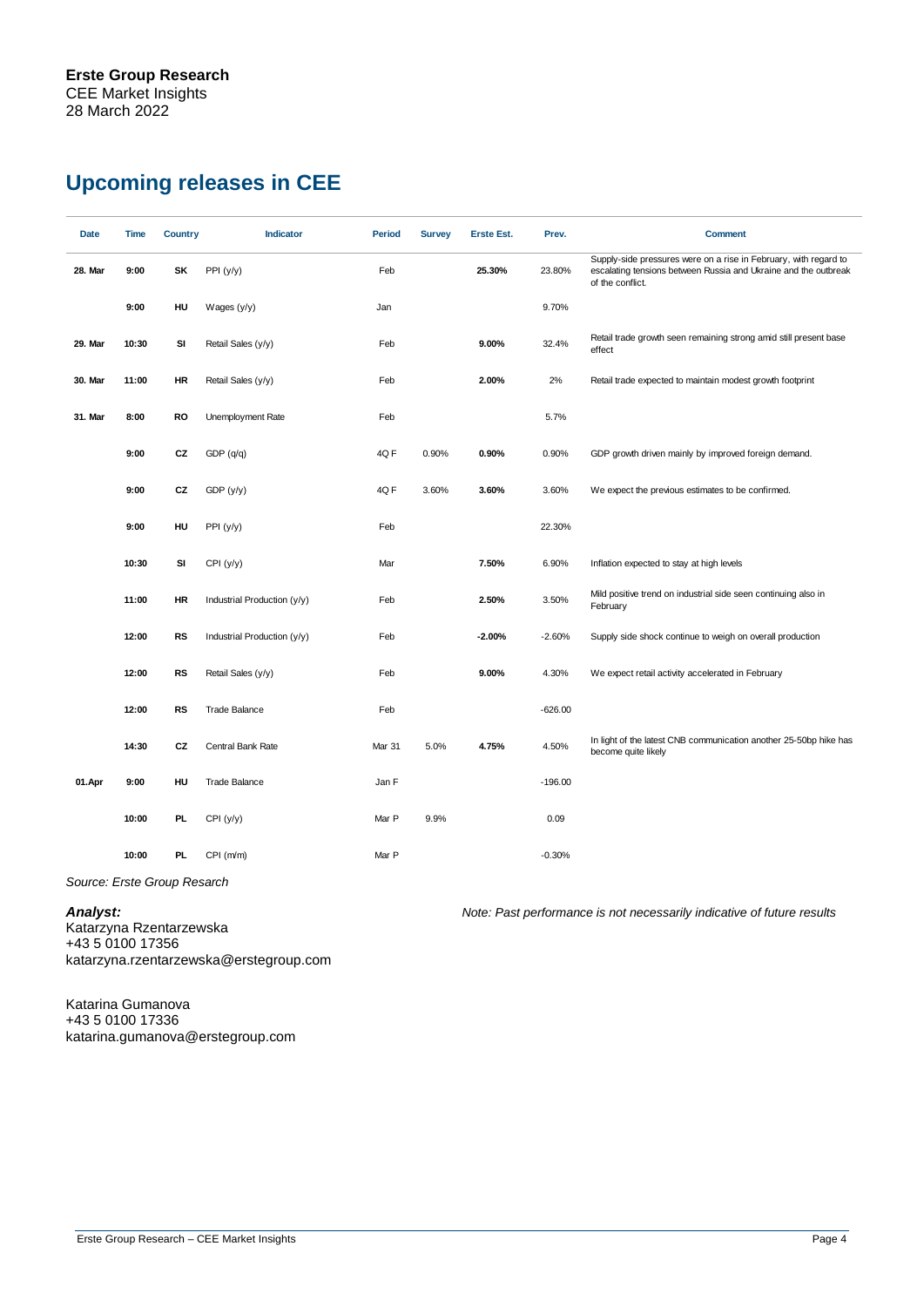**Erste Group Research**
CEE Market Insights
28 March 2022

## Upcoming releases in CEE

| Date | Time | Country | Indicator | Period | Survey | Erste Est. | Prev. | Comment |
|---|---|---|---|---|---|---|---|---|
| 28. Mar | 9:00 | SK | PPI (y/y) | Feb | | 25.30% | 23.80% | Supply-side pressures were on a rise in February, with regard to escalating tensions between Russia and Ukraine and the outbreak of the conflict. |
| | 9:00 | HU | Wages (y/y) | Jan | | | 9.70% | |
| 29. Mar | 10:30 | SI | Retail Sales (y/y) | Feb | | 9.00% | 32.4% | Retail trade growth seen remaining strong amid still present base effect |
| 30. Mar | 11:00 | HR | Retail Sales (y/y) | Feb | | 2.00% | 2% | Retail trade expected to maintain modest growth footprint |
| 31. Mar | 8:00 | RO | Unemployment Rate | Feb | | | 5.7% | |
| | 9:00 | CZ | GDP (q/q) | 4Q F | 0.90% | 0.90% | 0.90% | GDP growth driven mainly by improved foreign demand. |
| | 9:00 | CZ | GDP (y/y) | 4Q F | 3.60% | 3.60% | 3.60% | We expect the previous estimates to be confirmed. |
| | 9:00 | HU | PPI (y/y) | Feb | | | 22.30% | |
| | 10:30 | SI | CPI (y/y) | Mar | | 7.50% | 6.90% | Inflation expected to stay at high levels |
| | 11:00 | HR | Industrial Production (y/y) | Feb | | 2.50% | 3.50% | Mild positive trend on industrial side seen continuing also in February |
| | 12:00 | RS | Industrial Production (y/y) | Feb | | -2.00% | -2.60% | Supply side shock continue to weigh on overall production |
| | 12:00 | RS | Retail Sales (y/y) | Feb | | 9.00% | 4.30% | We expect retail activity accelerated in February |
| | 12:00 | RS | Trade Balance | Feb | | | -626.00 | |
| | 14:30 | CZ | Central Bank Rate | Mar 31 | 5.0% | 4.75% | 4.50% | In light of the latest CNB communication another 25-50bp hike has become quite likely |
| 01.Apr | 9:00 | HU | Trade Balance | Jan F | | | -196.00 | |
| | 10:00 | PL | CPI (y/y) | Mar P | 9.9% | | 0.09 | |
| | 10:00 | PL | CPI (m/m) | Mar P | | | -0.30% | |

*Source: Erste Group Resarch*

***Analyst:***
Katarzyna Rzentarzewska
+43 5 0100 17356
katarzyna.rzentarzewska@erstegroup.com

Katarina Gumanova
+43 5 0100 17336
katarina.gumanova@erstegroup.com

*Note: Past performance is not necessarily indicative of future results*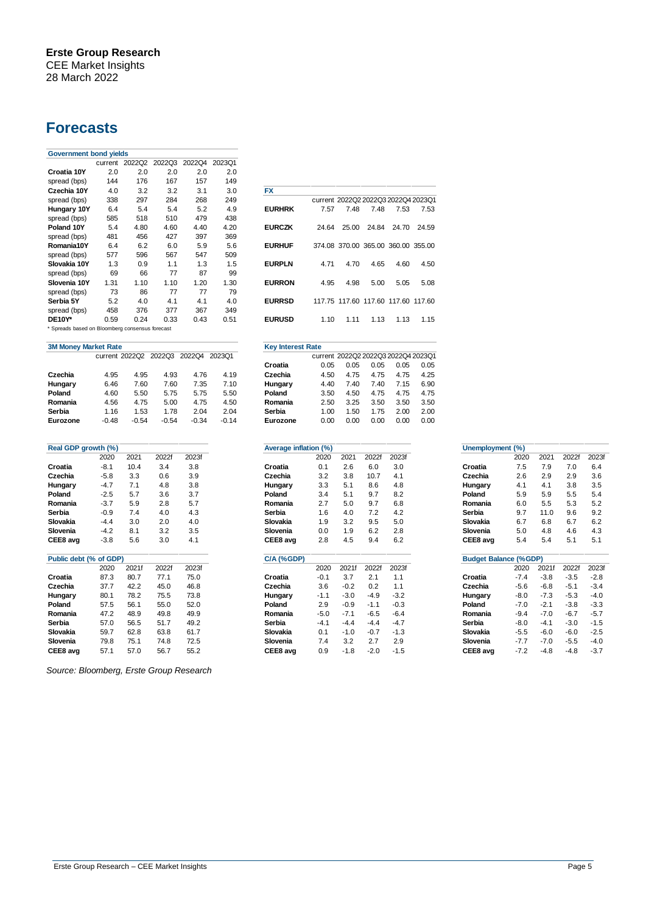**Erste Group Research**
CEE Market Insights
28 March 2022

# Forecasts

| Government bond yields | current | 2022Q2 | 2022Q3 | 2022Q4 | 2023Q1 |
|---|---|---|---|---|---|
| **Croatia 10Y** | 2.0 | 2.0 | 2.0 | 2.0 | 2.0 |
| spread (bps) | 144 | 176 | 167 | 157 | 149 |
| **Czechia 10Y** | 4.0 | 3.2 | 3.2 | 3.1 | 3.0 |
| spread (bps) | 338 | 297 | 284 | 268 | 249 |
| **Hungary 10Y** | 6.4 | 5.4 | 5.4 | 5.2 | 4.9 |
| spread (bps) | 585 | 518 | 510 | 479 | 438 |
| **Poland 10Y** | 5.4 | 4.80 | 4.60 | 4.40 | 4.20 |
| spread (bps) | 481 | 456 | 427 | 397 | 369 |
| **Romania10Y** | 6.4 | 6.2 | 6.0 | 5.9 | 5.6 |
| spread (bps) | 577 | 596 | 567 | 547 | 509 |
| **Slovakia 10Y** | 1.3 | 0.9 | 1.1 | 1.3 | 1.5 |
| spread (bps) | 69 | 66 | 77 | 87 | 99 |
| **Slovenia 10Y** | 1.31 | 1.10 | 1.10 | 1.20 | 1.30 |
| spread (bps) | 73 | 86 | 77 | 77 | 79 |
| **Serbia 5Y** | 5.2 | 4.0 | 4.1 | 4.1 | 4.0 |
| spread (bps) | 458 | 376 | 377 | 367 | 349 |
| **DE10Y*** | 0.59 | 0.24 | 0.33 | 0.43 | 0.51 |

\* Spreads based on Bloomberg consensus forecast

| FX | current | 2022Q2 | 2022Q3 | 2022Q4 | 2023Q1 |
|---|---|---|---|---|---|
| **EURHRK** | 7.57 | 7.48 | 7.48 | 7.53 | 7.53 |
| **EURCZK** | 24.64 | 25.00 | 24.84 | 24.70 | 24.59 |
| **EURHUF** | 374.08 | 370.00 | 365.00 | 360.00 | 355.00 |
| **EURPLN** | 4.71 | 4.70 | 4.65 | 4.60 | 4.50 |
| **EURRON** | 4.95 | 4.98 | 5.00 | 5.05 | 5.08 |
| **EURRSD** | 117.75 | 117.60 | 117.60 | 117.60 | 117.60 |
| **EURUSD** | 1.10 | 1.11 | 1.13 | 1.13 | 1.15 |

| 3M Money Market Rate | current | 2022Q2 | 2022Q3 | 2022Q4 | 2023Q1 |
|---|---|---|---|---|---|
| **Czechia** | 4.95 | 4.95 | 4.93 | 4.76 | 4.19 |
| **Hungary** | 6.46 | 7.60 | 7.60 | 7.35 | 7.10 |
| **Poland** | 4.60 | 5.50 | 5.75 | 5.75 | 5.50 |
| **Romania** | 4.56 | 4.75 | 5.00 | 4.75 | 4.50 |
| **Serbia** | 1.16 | 1.53 | 1.78 | 2.04 | 2.04 |
| **Eurozone** | -0.48 | -0.54 | -0.54 | -0.34 | -0.14 |

| Key Interest Rate | current | 2022Q2 | 2022Q3 | 2022Q4 | 2023Q1 |
|---|---|---|---|---|---|
| **Croatia** | 0.05 | 0.05 | 0.05 | 0.05 | 0.05 |
| **Czechia** | 4.50 | 4.75 | 4.75 | 4.75 | 4.25 |
| **Hungary** | 4.40 | 7.40 | 7.40 | 7.15 | 6.90 |
| **Poland** | 3.50 | 4.50 | 4.75 | 4.75 | 4.75 |
| **Romania** | 2.50 | 3.25 | 3.50 | 3.50 | 3.50 |
| **Serbia** | 1.00 | 1.50 | 1.75 | 2.00 | 2.00 |
| **Eurozone** | 0.00 | 0.00 | 0.00 | 0.00 | 0.00 |

| Real GDP growth (%) | 2020 | 2021 | 2022f | 2023f |
|---|---|---|---|---|
| **Croatia** | -8.1 | 10.4 | 3.4 | 3.8 |
| **Czechia** | -5.8 | 3.3 | 0.6 | 3.9 |
| **Hungary** | -4.7 | 7.1 | 4.8 | 3.8 |
| **Poland** | -2.5 | 5.7 | 3.6 | 3.7 |
| **Romania** | -3.7 | 5.9 | 2.8 | 5.7 |
| **Serbia** | -0.9 | 7.4 | 4.0 | 4.3 |
| **Slovakia** | -4.4 | 3.0 | 2.0 | 4.0 |
| **Slovenia** | -4.2 | 8.1 | 3.2 | 3.5 |
| **CEE8 avg** | -3.8 | 5.6 | 3.0 | 4.1 |

| Average inflation (%) | 2020 | 2021 | 2022f | 2023f |
|---|---|---|---|---|
| **Croatia** | 0.1 | 2.6 | 6.0 | 3.0 |
| **Czechia** | 3.2 | 3.8 | 10.7 | 4.1 |
| **Hungary** | 3.3 | 5.1 | 8.6 | 4.8 |
| **Poland** | 3.4 | 5.1 | 9.7 | 8.2 |
| **Romania** | 2.7 | 5.0 | 9.7 | 6.8 |
| **Serbia** | 1.6 | 4.0 | 7.2 | 4.2 |
| **Slovakia** | 1.9 | 3.2 | 9.5 | 5.0 |
| **Slovenia** | 0.0 | 1.9 | 6.2 | 2.8 |
| **CEE8 avg** | 2.8 | 4.5 | 9.4 | 6.2 |

| Unemployment (%) | 2020 | 2021 | 2022f | 2023f |
|---|---|---|---|---|
| **Croatia** | 7.5 | 7.9 | 7.0 | 6.4 |
| **Czechia** | 2.6 | 2.9 | 2.9 | 3.6 |
| **Hungary** | 4.1 | 4.1 | 3.8 | 3.5 |
| **Poland** | 5.9 | 5.9 | 5.5 | 5.4 |
| **Romania** | 6.0 | 5.5 | 5.3 | 5.2 |
| **Serbia** | 9.7 | 11.0 | 9.6 | 9.2 |
| **Slovakia** | 6.7 | 6.8 | 6.7 | 6.2 |
| **Slovenia** | 5.0 | 4.8 | 4.6 | 4.3 |
| **CEE8 avg** | 5.4 | 5.4 | 5.1 | 5.1 |

| Public debt (% of GDP) | 2020 | 2021f | 2022f | 2023f |
|---|---|---|---|---|
| **Croatia** | 87.3 | 80.7 | 77.1 | 75.0 |
| **Czechia** | 37.7 | 42.2 | 45.0 | 46.8 |
| **Hungary** | 80.1 | 78.2 | 75.5 | 73.8 |
| **Poland** | 57.5 | 56.1 | 55.0 | 52.0 |
| **Romania** | 47.2 | 48.9 | 49.8 | 49.9 |
| **Serbia** | 57.0 | 56.5 | 51.7 | 49.2 |
| **Slovakia** | 59.7 | 62.8 | 63.8 | 61.7 |
| **Slovenia** | 79.8 | 75.1 | 74.8 | 72.5 |
| **CEE8 avg** | 57.1 | 57.0 | 56.7 | 55.2 |

| C/A (%GDP) | 2020 | 2021f | 2022f | 2023f |
|---|---|---|---|---|
| **Croatia** | -0.1 | 3.7 | 2.1 | 1.1 |
| **Czechia** | 3.6 | -0.2 | 0.2 | 1.1 |
| **Hungary** | -1.1 | -3.0 | -4.9 | -3.2 |
| **Poland** | 2.9 | -0.9 | -1.1 | -0.3 |
| **Romania** | -5.0 | -7.1 | -6.5 | -6.4 |
| **Serbia** | -4.1 | -4.4 | -4.4 | -4.7 |
| **Slovakia** | 0.1 | -1.0 | -0.7 | -1.3 |
| **Slovenia** | 7.4 | 3.2 | 2.7 | 2.9 |
| **CEE8 avg** | 0.9 | -1.8 | -2.0 | -1.5 |

| Budget Balance (%GDP) | 2020 | 2021f | 2022f | 2023f |
|---|---|---|---|---|
| **Croatia** | -7.4 | -3.8 | -3.5 | -2.8 |
| **Czechia** | -5.6 | -6.8 | -5.1 | -3.4 |
| **Hungary** | -8.0 | -7.3 | -5.3 | -4.0 |
| **Poland** | -7.0 | -2.1 | -3.8 | -3.3 |
| **Romania** | -9.4 | -7.0 | -6.7 | -5.7 |
| **Serbia** | -8.0 | -4.1 | -3.0 | -1.5 |
| **Slovakia** | -5.5 | -6.0 | -6.0 | -2.5 |
| **Slovenia** | -7.7 | -7.0 | -5.5 | -4.0 |
| **CEE8 avg** | -7.2 | -4.8 | -4.8 | -3.7 |

*Source: Bloomberg, Erste Group Research*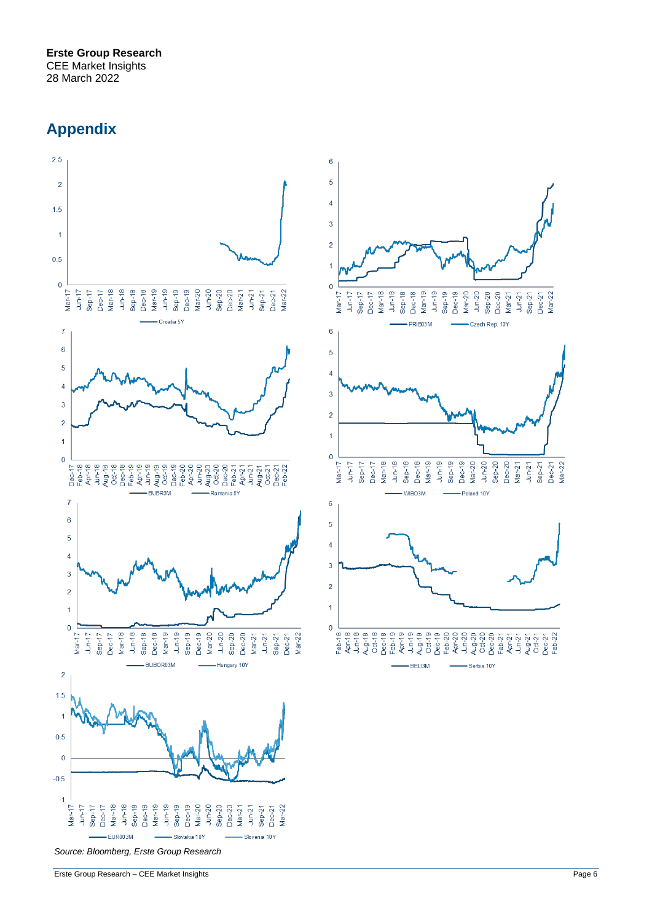# Appendix

Croatia 5Y

PRIBO3M — Czech Rep. 10Y

BUBR3M — Romania 5Y

WIBO3M — Poland 10Y

BUBOR03M — Hungary 10Y

BELI3M — Serbia 10Y

EUR003M — Slovakia 10Y — Slovenia 10Y

*Source: Bloomberg, Erste Group Research*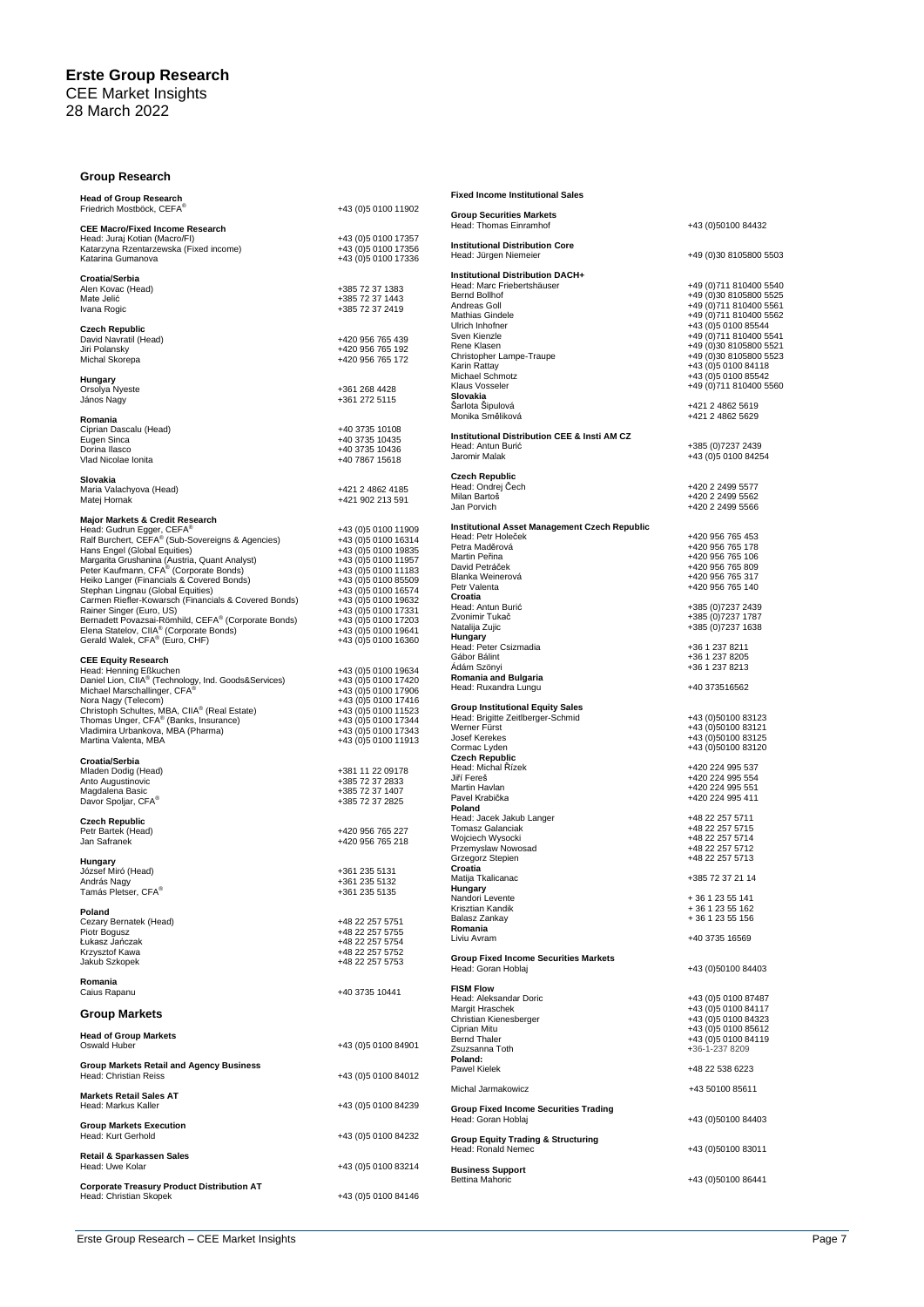# Erste Group Research

CEE Market Insights
28 March 2022

## Group Research

| | |
|---|---|
| **Head of Group Research** | |
| Friedrich Mostböck, CEFA® | +43 (0)5 0100 11902 |
| **CEE Macro/Fixed Income Research** | |
| Head: Juraj Kotian (Macro/FI) | +43 (0)5 0100 17357 |
| Katarzyna Rzentarzewska (Fixed income) | +43 (0)5 0100 17356 |
| Katarina Gumanova | +43 (0)5 0100 17336 |
| **Croatia/Serbia** | |
| Alen Kovac (Head) | +385 72 37 1383 |
| Mate Jelić | +385 72 37 1443 |
| Ivana Rogic | +385 72 37 2419 |
| **Czech Republic** | |
| David Navratil (Head) | +420 956 765 439 |
| Jiri Polansky | +420 956 765 192 |
| Michal Skorepa | +420 956 765 172 |
| **Hungary** | |
| Orsolya Nyeste | +361 268 4428 |
| János Nagy | +361 272 5115 |
| **Romania** | |
| Ciprian Dascalu (Head) | +40 3735 10108 |
| Eugen Sinca | +40 3735 10435 |
| Dorina Ilasco | +40 3735 10436 |
| Vlad Nicolae Ionita | +40 7867 15618 |
| **Slovakia** | |
| Maria Valachyova (Head) | +421 2 4862 4185 |
| Matej Hornak | +421 902 213 591 |
| **Major Markets & Credit Research** | |
| Head: Gudrun Egger, CEFA® | +43 (0)5 0100 11909 |
| Ralf Burchert, CEFA® (Sub-Sovereigns & Agencies) | +43 (0)5 0100 16314 |
| Hans Engel (Global Equities) | +43 (0)5 0100 19835 |
| Margarita Grushanina (Austria, Quant Analyst) | +43 (0)5 0100 11957 |
| Peter Kaufmann, CFA® (Corporate Bonds) | +43 (0)5 0100 11183 |
| Heiko Langer (Financials & Covered Bonds) | +43 (0)5 0100 85509 |
| Stephan Lingnau (Global Equities) | +43 (0)5 0100 16574 |
| Carmen Riefler-Kowarsch (Financials & Covered Bonds) | +43 (0)5 0100 19632 |
| Rainer Singer (Euro, US) | +43 (0)5 0100 17331 |
| Bernadett Povazsai-Römhild, CEFA® (Corporate Bonds) | +43 (0)5 0100 17203 |
| Elena Statelov, CIIA® (Corporate Bonds) | +43 (0)5 0100 19641 |
| Gerald Walek, CFA® (Euro, CHF) | +43 (0)5 0100 16360 |
| **CEE Equity Research** | |
| Head: Henning Eßkuchen | +43 (0)5 0100 19634 |
| Daniel Lion, CIIA® (Technology, Ind. Goods&Services) | +43 (0)5 0100 17420 |
| Michael Marschallinger, CFA® | +43 (0)5 0100 17906 |
| Nora Nagy (Telecom) | +43 (0)5 0100 17416 |
| Christoph Schultes, MBA, CIIA® (Real Estate) | +43 (0)5 0100 11523 |
| Thomas Unger, CFA® (Banks, Insurance) | +43 (0)5 0100 17344 |
| Vladimira Urbankova, MBA (Pharma) | +43 (0)5 0100 17343 |
| Martina Valenta, MBA | +43 (0)5 0100 11913 |
| **Croatia/Serbia** | |
| Mladen Dodig (Head) | +381 11 22 09178 |
| Anto Augustinovic | +385 72 37 2833 |
| Magdalena Basic | +385 72 37 1407 |
| Davor Spoljar, CFA® | +385 72 37 2825 |
| **Czech Republic** | |
| Petr Bartek (Head) | +420 956 765 227 |
| Jan Safranek | +420 956 765 218 |
| **Hungary** | |
| József Miró (Head) | +361 235 5131 |
| András Nagy | +361 235 5132 |
| Tamás Pletser, CFA® | +361 235 5135 |
| **Poland** | |
| Cezary Bernatek (Head) | +48 22 257 5751 |
| Piotr Bogusz | +48 22 257 5755 |
| Łukasz Jańczak | +48 22 257 5754 |
| Krzysztof Kawa | +48 22 257 5752 |
| Jakub Szkopek | +48 22 257 5753 |
| **Romania** | |
| Caius Rapanu | +40 3735 10441 |

## Group Markets

| | |
|---|---|
| **Head of Group Markets** | |
| Oswald Huber | +43 (0)5 0100 84901 |
| **Group Markets Retail and Agency Business** | |
| Head: Christian Reiss | +43 (0)5 0100 84012 |
| **Markets Retail Sales AT** | |
| Head: Markus Kaller | +43 (0)5 0100 84239 |
| **Group Markets Execution** | |
| Head: Kurt Gerhold | +43 (0)5 0100 84232 |
| **Retail & Sparkassen Sales** | |
| Head: Uwe Kolar | +43 (0)5 0100 83214 |
| **Corporate Treasury Product Distribution AT** | |
| Head: Christian Skopek | +43 (0)5 0100 84146 |

| | |
|---|---|
| **Fixed Income Institutional Sales** | |
| **Group Securities Markets** | |
| Head: Thomas Einramhof | +43 (0)50100 84432 |
| **Institutional Distribution Core** | |
| Head: Jürgen Niemeier | +49 (0)30 8105800 5503 |
| **Institutional Distribution DACH+** | |
| Head: Marc Friebertshäuser | +49 (0)711 810400 5540 |
| Bernd Bollhof | +49 (0)30 8105800 5525 |
| Andreas Goll | +49 (0)711 810400 5561 |
| Mathias Gindele | +49 (0)711 810400 5562 |
| Ulrich Inhofner | +43 (0)5 0100 85544 |
| Sven Kienzle | +49 (0)711 810400 5541 |
| Rene Klasen | +49 (0)30 8105800 5521 |
| Christopher Lampe-Traupe | +49 (0)30 8105800 5523 |
| Karin Rattay | +43 (0)5 0100 84118 |
| Michael Schmotz | +43 (0)5 0100 85542 |
| Klaus Vosseler | +49 (0)711 810400 5560 |
| **Slovakia** | |
| Šarlota Šipulová | +421 2 4862 5619 |
| Monika Směliková | +421 2 4862 5629 |
| **Institutional Distribution CEE & Insti AM CZ** | |
| Head: Antun Burić | +385 (0)7237 2439 |
| Jaromir Malak | +43 (0)5 0100 84254 |
| **Czech Republic** | |
| Head: Ondrej Čech | +420 2 2499 5577 |
| Milan Bartoš | +420 2 2499 5562 |
| Jan Porvich | +420 2 2499 5566 |
| **Institutional Asset Management Czech Republic** | |
| Head: Petr Holeček | +420 956 765 453 |
| Petra Maděrová | +420 956 765 178 |
| Martin Peřina | +420 956 765 106 |
| David Petráček | +420 956 765 809 |
| Blanka Weinerová | +420 956 765 317 |
| Petr Valenta | +420 956 765 140 |
| **Croatia** | |
| Head: Antun Burić | +385 (0)7237 2439 |
| Zvonimir Tukač | +385 (0)7237 1787 |
| Natalija Zujic | +385 (0)7237 1638 |
| **Hungary** | |
| Head: Peter Csizmadia | +36 1 237 8211 |
| Gábor Bálint | +36 1 237 8205 |
| Ádám Szönyi | +36 1 237 8213 |
| **Romania and Bulgaria** | |
| Head: Ruxandra Lungu | +40 373516562 |
| **Group Institutional Equity Sales** | |
| Head: Brigitte Zeitlberger-Schmid | +43 (0)50100 83123 |
| Werner Fürst | +43 (0)50100 83121 |
| Josef Kerekes | +43 (0)50100 83125 |
| Cormac Lyden | +43 (0)50100 83120 |
| **Czech Republic** | |
| Head: Michal Řízek | +420 224 995 537 |
| Jiří Feres | +420 224 995 554 |
| Martin Havlan | +420 224 995 551 |
| Pavel Krabička | +420 224 995 411 |
| **Poland** | |
| Head: Jacek Jakub Langer | +48 22 257 5711 |
| Tomasz Galanciak | +48 22 257 5715 |
| Wojciech Wysocki | +48 22 257 5714 |
| Przemyslaw Nowosad | +48 22 257 5712 |
| Grzegorz Stepien | +48 22 257 5713 |
| **Croatia** | |
| Matija Tkalicanac | +385 72 37 21 14 |
| **Hungary** | |
| Nandori Levente | + 36 1 23 55 141 |
| Krisztian Kandik | + 36 1 23 55 162 |
| Balasz Zankay | + 36 1 23 55 156 |
| **Romania** | |
| Liviu Avram | +40 3735 16569 |
| **Group Fixed Income Securities Markets** | |
| Head: Goran Hoblaj | +43 (0)50100 84403 |
| **FISM Flow** | |
| Head: Aleksandar Doric | +43 (0)5 0100 87487 |
| Margit Hraschek | +43 (0)5 0100 84117 |
| Christian Kienesberger | +43 (0)5 0100 84323 |
| Ciprian Mitu | +43 (0)5 0100 85612 |
| Bernd Thaler | +43 (0)5 0100 84119 |
| Zsuzsanna Toth | +36-1-237 8209 |
| **Poland:** | |
| Pawel Kielek | +48 22 538 6223 |
| Michal Jarmakowicz | +43 50100 85611 |
| **Group Fixed Income Securities Trading** | |
| Head: Goran Hoblaj | +43 (0)50100 84403 |
| **Group Equity Trading & Structuring** | |
| Head: Ronald Nemec | +43 (0)50100 83011 |
| **Business Support** | |
| Bettina Mahoric | +43 (0)50100 86441 |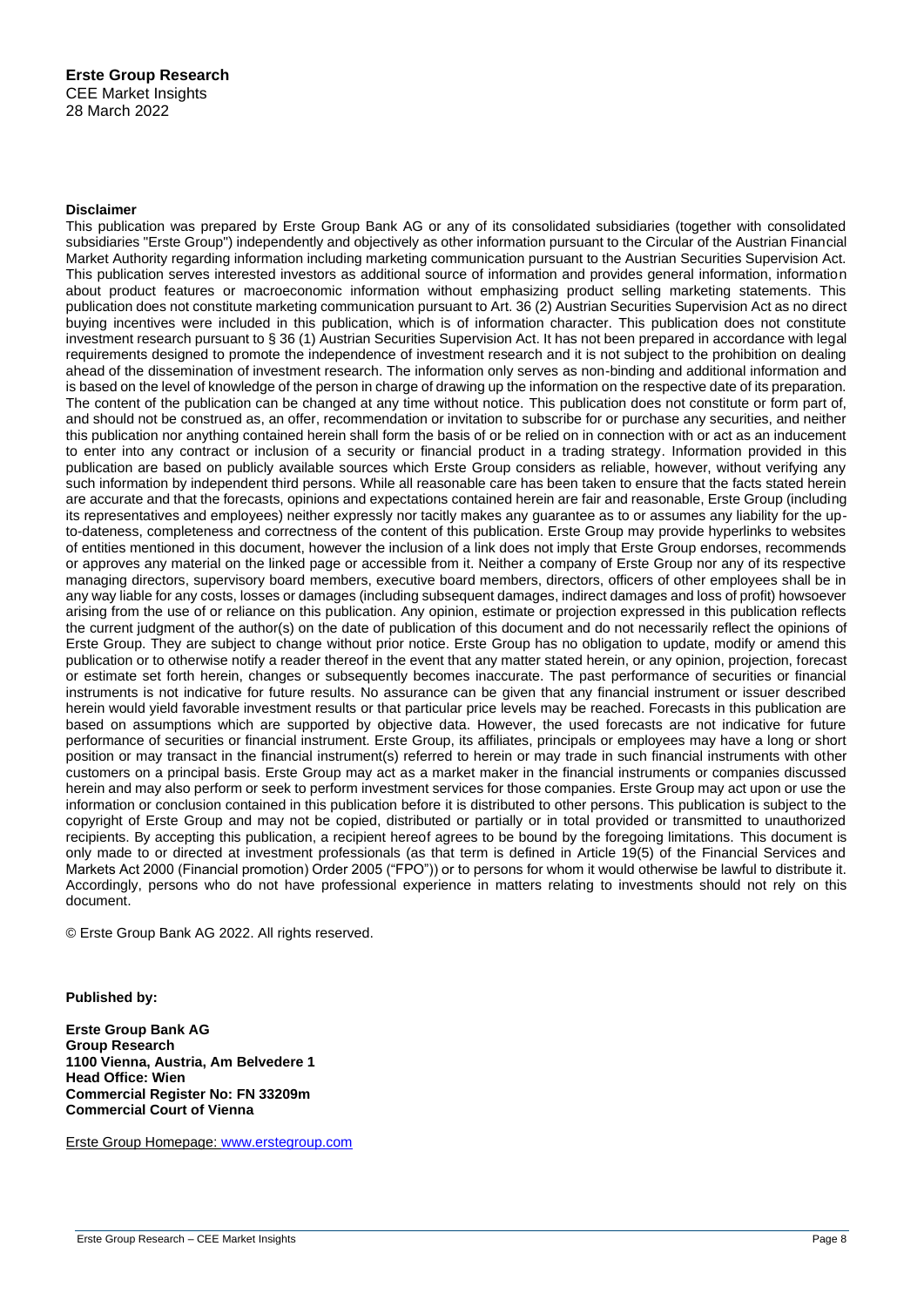**Disclaimer**

This publication was prepared by Erste Group Bank AG or any of its consolidated subsidiaries (together with consolidated subsidiaries "Erste Group") independently and objectively as other information pursuant to the Circular of the Austrian Financial Market Authority regarding information including marketing communication pursuant to the Austrian Securities Supervision Act. This publication serves interested investors as additional source of information and provides general information, information about product features or macroeconomic information without emphasizing product selling marketing statements. This publication does not constitute marketing communication pursuant to Art. 36 (2) Austrian Securities Supervision Act as no direct buying incentives were included in this publication, which is of information character. This publication does not constitute investment research pursuant to § 36 (1) Austrian Securities Supervision Act. It has not been prepared in accordance with legal requirements designed to promote the independence of investment research and it is not subject to the prohibition on dealing ahead of the dissemination of investment research. The information only serves as non-binding and additional information and is based on the level of knowledge of the person in charge of drawing up the information on the respective date of its preparation. The content of the publication can be changed at any time without notice. This publication does not constitute or form part of, and should not be construed as, an offer, recommendation or invitation to subscribe for or purchase any securities, and neither this publication nor anything contained herein shall form the basis of or be relied on in connection with or act as an inducement to enter into any contract or inclusion of a security or financial product in a trading strategy. Information provided in this publication are based on publicly available sources which Erste Group considers as reliable, however, without verifying any such information by independent third persons. While all reasonable care has been taken to ensure that the facts stated herein are accurate and that the forecasts, opinions and expectations contained herein are fair and reasonable, Erste Group (including its representatives and employees) neither expressly nor tacitly makes any guarantee as to or assumes any liability for the up-to-dateness, completeness and correctness of the content of this publication. Erste Group may provide hyperlinks to websites of entities mentioned in this document, however the inclusion of a link does not imply that Erste Group endorses, recommends or approves any material on the linked page or accessible from it. Neither a company of Erste Group nor any of its respective managing directors, supervisory board members, executive board members, directors, officers of other employees shall be in any way liable for any costs, losses or damages (including subsequent damages, indirect damages and loss of profit) howsoever arising from the use of or reliance on this publication. Any opinion, estimate or projection expressed in this publication reflects the current judgment of the author(s) on the date of publication of this document and do not necessarily reflect the opinions of Erste Group. They are subject to change without prior notice. Erste Group has no obligation to update, modify or amend this publication or to otherwise notify a reader thereof in the event that any matter stated herein, or any opinion, projection, forecast or estimate set forth herein, changes or subsequently becomes inaccurate. The past performance of securities or financial instruments is not indicative for future results. No assurance can be given that any financial instrument or issuer described herein would yield favorable investment results or that particular price levels may be reached. Forecasts in this publication are based on assumptions which are supported by objective data. However, the used forecasts are not indicative for future performance of securities or financial instrument. Erste Group, its affiliates, principals or employees may have a long or short position or may transact in the financial instrument(s) referred to herein or may trade in such financial instruments with other customers on a principal basis. Erste Group may act as a market maker in the financial instruments or companies discussed herein and may also perform or seek to perform investment services for those companies. Erste Group may act upon or use the information or conclusion contained in this publication before it is distributed to other persons. This publication is subject to the copyright of Erste Group and may not be copied, distributed or partially or in total provided or transmitted to unauthorized recipients. By accepting this publication, a recipient hereof agrees to be bound by the foregoing limitations. This document is only made to or directed at investment professionals (as that term is defined in Article 19(5) of the Financial Services and Markets Act 2000 (Financial promotion) Order 2005 ("FPO")) or to persons for whom it would otherwise be lawful to distribute it. Accordingly, persons who do not have professional experience in matters relating to investments should not rely on this document.

© Erste Group Bank AG 2022. All rights reserved.

**Published by:**

**Erste Group Bank AG**
**Group Research**
**1100 Vienna, Austria, Am Belvedere 1**
**Head Office: Wien**
**Commercial Register No: FN 33209m**
**Commercial Court of Vienna**

Erste Group Homepage: www.erstegroup.com